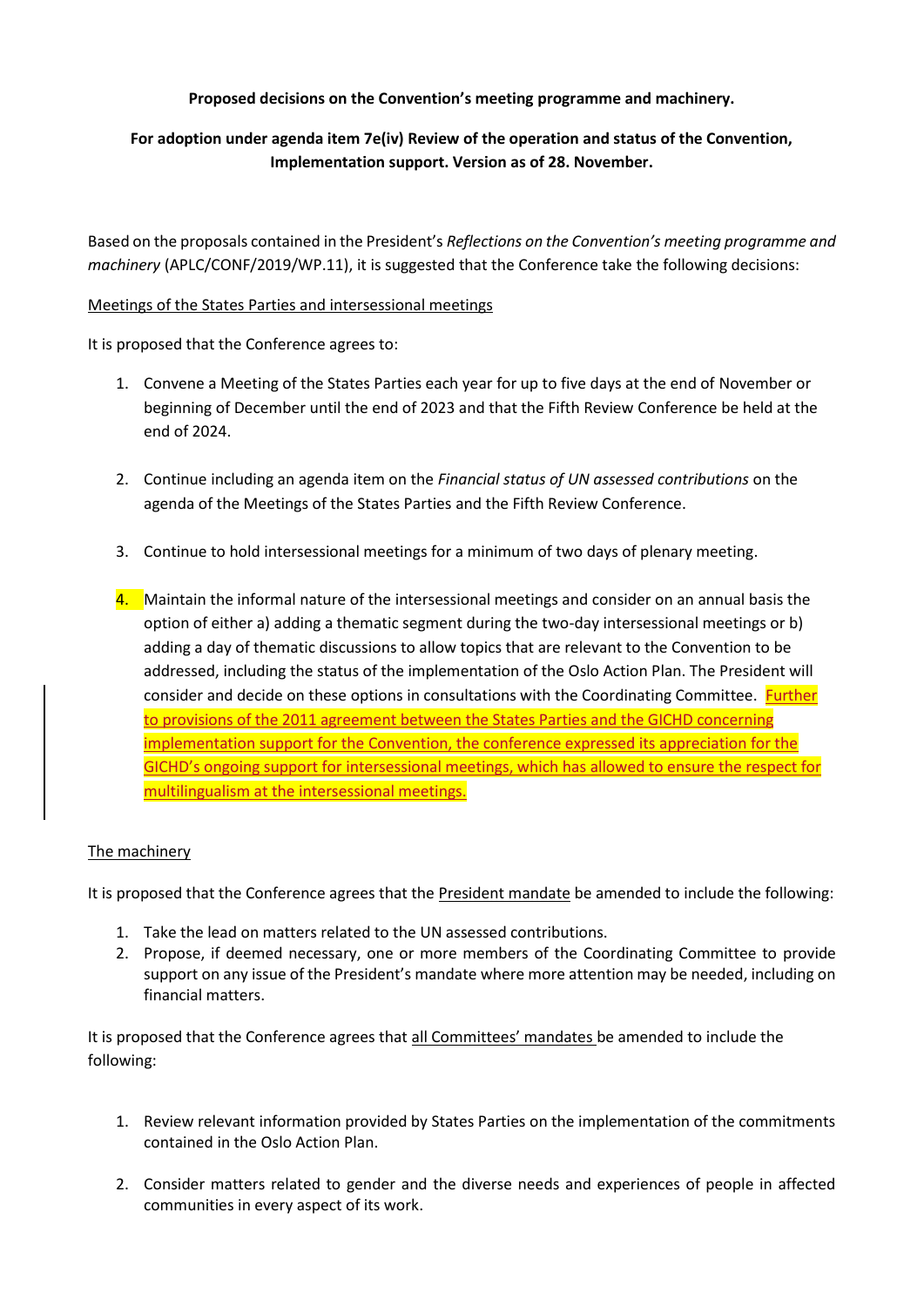**Proposed decisions on the Convention's meeting programme and machinery.**

**For adoption under agenda item 7e(iv) Review of the operation and status of the Convention, Implementation support. Version as of 28. November.**

Based on the proposals contained in the President's *Reflections on the Convention's meeting programme and machinery* (APLC/CONF/2019/WP.11), it is suggested that the Conference take the following decisions:

Meetings of the States Parties and intersessional meetings

It is proposed that the Conference agrees to:

1. Convene a Meeting of the States Parties each year for up to five days at the end of November or beginning of December until the end of 2023 and that the Fifth Review Conference be held at the end of 2024.

2. Continue including an agenda item on the *Financial status of UN assessed contributions* on the agenda of the Meetings of the States Parties and the Fifth Review Conference.

3. Continue to hold intersessional meetings for a minimum of two days of plenary meeting.

4. Maintain the informal nature of the intersessional meetings and consider on an annual basis the option of either a) adding a thematic segment during the two-day intersessional meetings or b) adding a day of thematic discussions to allow topics that are relevant to the Convention to be addressed, including the status of the implementation of the Oslo Action Plan. The President will consider and decide on these options in consultations with the Coordinating Committee. Further to provisions of the 2011 agreement between the States Parties and the GICHD concerning implementation support for the Convention, the conference expressed its appreciation for the GICHD's ongoing support for intersessional meetings, which has allowed to ensure the respect for multilingualism at the intersessional meetings.

The machinery

It is proposed that the Conference agrees that the President mandate be amended to include the following:

1. Take the lead on matters related to the UN assessed contributions.
2. Propose, if deemed necessary, one or more members of the Coordinating Committee to provide support on any issue of the President's mandate where more attention may be needed, including on financial matters.

It is proposed that the Conference agrees that all Committees' mandates be amended to include the following:

1. Review relevant information provided by States Parties on the implementation of the commitments contained in the Oslo Action Plan.

2. Consider matters related to gender and the diverse needs and experiences of people in affected communities in every aspect of its work.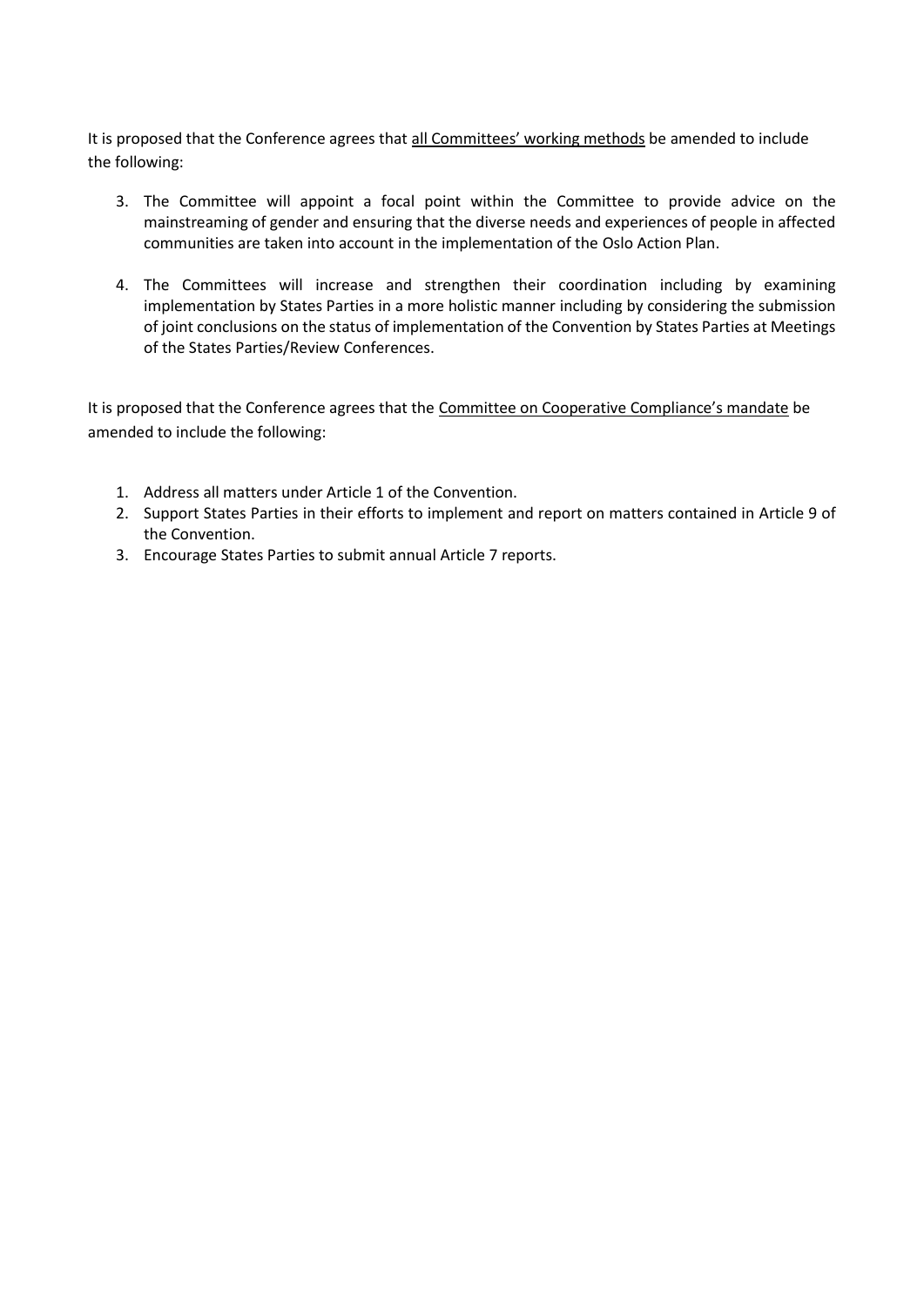It is proposed that the Conference agrees that <u>all Committees' working methods</u> be amended to include the following:

3. The Committee will appoint a focal point within the Committee to provide advice on the mainstreaming of gender and ensuring that the diverse needs and experiences of people in affected communities are taken into account in the implementation of the Oslo Action Plan.

4. The Committees will increase and strengthen their coordination including by examining implementation by States Parties in a more holistic manner including by considering the submission of joint conclusions on the status of implementation of the Convention by States Parties at Meetings of the States Parties/Review Conferences.

It is proposed that the Conference agrees that the <u>Committee on Cooperative Compliance's mandate</u> be amended to include the following:

1. Address all matters under Article 1 of the Convention.
2. Support States Parties in their efforts to implement and report on matters contained in Article 9 of the Convention.
3. Encourage States Parties to submit annual Article 7 reports.